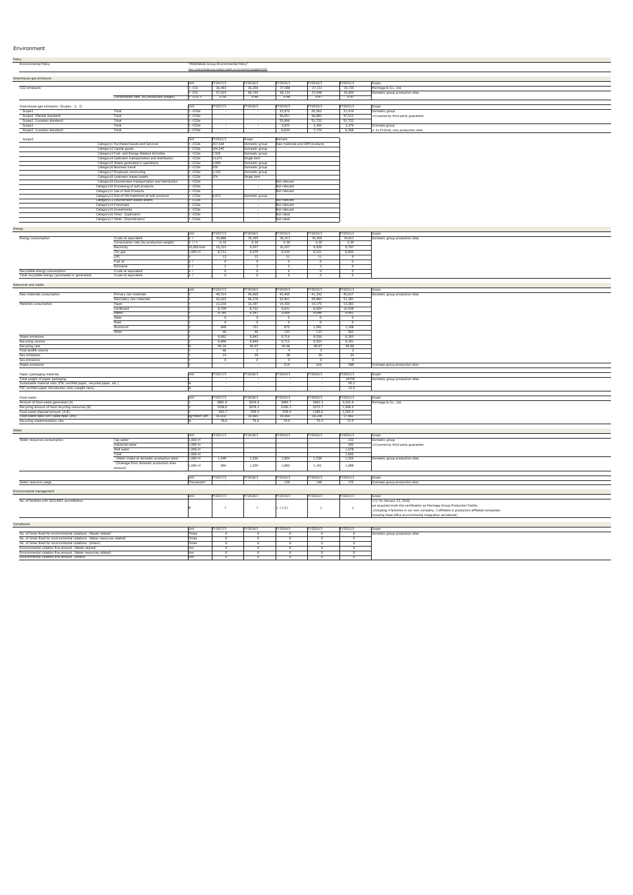# Environment

## Policy

| Environmental Policy | "MORINAGA Group Environmental Policy" |
|---|---|
| | https://www.morinaga.co.jp/company/english/csr/environment/management.html |

## Greenhouse gas emissions

| | | Unit | FY2017/3 | FY2018/3 | FY2019/3 | FY2020/3 | FY2021/3 | Scope |
|---|---|---|---|---|---|---|---|---|
| CO2 emissions | | t-CO2 | 36,483 | 36,256 | 37,588 | 37,131 | 35,735 | Morinaga & Co., Ltd. |
| | | t-CO2 | 57,023 | 56,745 | 58,133 | 57,048 | 55,605 | Domestic group production sites |
| | Consumption rate (by production weight) | t-CO2/t | 0.50 | 0.48 | 0.48 | 0.47 | 0.47 | |

| Greenhouse gas emissions (Scope1, 2, 3) | | Unit | FY2017/3 | FY2018/3 | FY2019/3 | FY2020/3 | FY2021/3 | Scope |
|---|---|---|---|---|---|---|---|---|
| Scope1 | Total | t-CO2e | - | - | 23,970 | 20,562 | 21,419 | Domestic group |
| Scope2 (Market standard) | Total | t-CO2e | - | - | 50,051 | 46,882 | 47,512 | ※Covered by third party guarantee |
| Scope2 (Location standard) | Total | t-CO2e | - | - | 53,996 | 51,732 | 51,722 | |
| Scope1 | Total | t-CO2e | - | - | 2,812 | 3,392 | 3,276 | Overseas group |
| Scope2 (Location standard) | Total | t-CO2e | - | - | 6,634 | 7,170 | 6,268 | ※In FY2018, only production sites |

| Scope3 | | Unit | FY2021/3 | Scope | Remark |
|---|---|---|---|---|---|
| | Category1 Purchased Goods and Services | t-CO2e | 257,038 | Domestic group | Raw materials and OEM products |
| | Category2 Capital goods | t-CO2e | 164,340 | Domestic group | |
| | Category3 Fuel- and Energy-Related Activities | t-CO2e | 7,505 | Domestic group | |
| | Category4 Upstream transportation and distribution | t-CO2e | 13,671 | Single item | |
| | Category5 Waste generated in operations | t-CO2e | 3,999 | Domestic group | |
| | Category6 Business travel | t-CO2e | 539 | Domestic group | |
| | Category7 Employee commuting | t-CO2e | 1,334 | Domestic group | |
| | Category8 Upstream leased assets | t-CO2e | 274 | Single item | |
| | Category9 Downstream transportation and distribution | t-CO2e | | - | Not relevant |
| | Category10 Processing of sold products | t-CO2e | | - | Not relevant |
| | Category11 Use of Sold Products | t-CO2e | | - | Not relevant |
| | Category12 End-of-life treatment of sold products | t-CO2e | 6,913 | Domestic group | |
| | Category13 Downstream leased assets | t-CO2e | | - | Not relevant |
| | Category14 Franchises | t-CO2e | | - | Not relevant |
| | Category15 Investments | t-CO2e | | - | Not relevant |
| | Category16 Other (Upstream) | t-CO2e | | - | Not rated |
| | Category17 Other (Downstream) | t-CO2e | | - | Not rated |

## Energy

| | | Unit | FY2017/3 | FY2018/3 | FY2019/3 | FY2020/3 | FY2021/3 | Scope |
|---|---|---|---|---|---|---|---|---|
| Energy consumption | Crude oil equivalent | kl | 35,880 | 35,395 | 36,213 | 35,505 | 34,811 | Domestic group production sites |
| | Consumption rate (by production weight) | kl/t | 0.32 | 0.30 | 0.30 | 0.30 | 0.29 | |
| | Electricity | 10,000 kwh | 10,215 | 9,937 | 10,007 | 9,939 | 9,787 | |
| | City gas | 1,000 m³ | 8,712 | 9,079 | 9,434 | 9,221 | 8,850 | |
| | LPG | t | 13 | 13 | 11 | 11 | 9 | |
| | Fuel oil | kl | 0 | 0 | 0 | 0 | 0 | |
| | Kerosene | kl | 2 | 2 | 3 | 3 | 0 | |
| Recyclable energy consumption | Crude oil equivalent | kl | 0 | 0 | 0 | 0 | 0 | |
| Total recyclable energy (purchased or generated) | Crude oil equivalent | kl | 0 | 0 | 0 | 0 | 0 | |

## Resources and waste

| | | Unit | FY2017/3 | FY2018/3 | FY2019/3 | FY2020/3 | FY2021/3 | Scope |
|---|---|---|---|---|---|---|---|---|
| Raw materials consumption | Primary raw materials | t | 46,514 | 46,665 | 42,460 | 41,342 | 45,617 | Domestic group production sites |
| | Secondary raw materials | t | 42,622 | 46,276 | 52,901 | 49,883 | 51,381 | |
| Materials consumption | Paper | t | 13,218 | 16,397 | 14,350 | 14,175 | 13,283 | |
| | Cardboard | t | 8,709 | 8,722 | 9,041 | 8,004 | 10,936 | |
| | Plastic | t | 4,785 | 4,247 | 5,094 | 4,648 | 4,401 | |
| | Glass | t | 0 | 0 | 0 | 0 | 0 | |
| | Steel | t | 0 | 0 | 0 | 0 | 0 | |
| | Aluminum | t | 649 | 721 | 875 | 1,091 | 1,108 | |
| | Other | t | 46 | 46 | 153 | 133 | 563 | |
| Waste emissions | | t | 9,962 | 9,843 | 9,716 | 9,556 | 9,393 | |
| Recycling volume | | t | 9,896 | 9,840 | 9,712 | 9,553 | 9,391 | |
| Recycling rate | | % | 99.34 | 99.97 | 99.96 | 99.97 | 99.98 | |
| Final landfill volume | | t | 66 | 3 | 4 | 3 | 2 | |
| Nox emissions | | t | 14 | 29 | 38 | 36 | 24 | |
| Sox emissions | | t | 0 | 0 | 0 | 0 | 0 | |
| Waste emissions | | t | - | - | 515 | 616 | 588 | Overseas group production sites |

| Paper (packaging material) | Unit | FY2017/3 | FY2018/3 | FY2019/3 | FY2020/3 | FY2021/3 | Scope |
|---|---|---|---|---|---|---|---|
| Total weight of paper packaging | t | - | - | - | - | 24795 | Domestic group production sites |
| Sustainable material ratio (FSC certified paper, recycled paper, etc.) | % | - | - | - | - | 95.2 | |
| FSC certified paper introduction ratio (weight ratio) | % | - | - | - | - | 32.9 | |

| Food waste | Unit | FY2017/3 | FY2018/3 | FY2019/3 | FY2020/3 | FY2021/3 | Scope |
|---|---|---|---|---|---|---|---|
| Amount of food waste generated (A) | t | 2881.6 | 3018.6 | 3084.7 | 3462.3 | 3,202.9 | Morinaga & Co., Ltd. |
| Recycling amount of food recycling resources (B) | t | 1938.9 | 2079.2 | 2106.3 | 2272.7 | 1,948.9 | |
| Food waste disposal amount (A-B) | t | 942.7 | 939.4 | 978.4 | 1189.6 | 1,254.0 | |
| Food waste basic unit (sales basic unit) | kg/million yen | 16.650 | 16.685 | 16.850 | 18.218 | 17.962 | |
| Recycling implementation rate | % | 78.6 | 79.6 | 79.0 | 75.4 | 72.4 | |

## Water

| | | Unit | FY2017/3 | FY2018/3 | FY2019/3 | FY2020/3 | FY2021/3 | Scope |
|---|---|---|---|---|---|---|---|---|
| Water resources consumption | Tap water | 1,000 m³ | | | | | 232 | Domestic group |
| | Industrial water | 1,000 m³ | | | | | 292 | ※Covered by third party guarantee |
| | Well water | 1,000 m³ | | | | | 1,078 | |
| | Total | 1,000 m³ | | | | | 1,602 | |
| | (Water intake at domestic production sites) | 1,000 m³ | 1,549 | 1,530 | 1,504 | 1,538 | 1,555 | Domestic group production sites |
| | (Drainage from domestic production sites amount) | 1,000 m³ | 894 | 1,039 | 1,080 | 1,341 | 1,088 | |

| | Unit | FY2017/3 | FY2018/3 | FY2019/3 | FY2020/3 | FY2021/3 | Scope |
|---|---|---|---|---|---|---|---|
| Water resource usage | Thousandm³ | - | - | 159 | 148 | 170 | Overseas group production sites |

## Environmental management

| | Unit | FY2017/3 | FY2018/3 | FY2019/3 | FY2020/3 | FY2021/3 | Scope |
|---|---|---|---|---|---|---|---|
| No. of facilities with ISO14001 accreditation | # | 7 | 7 | 1 (※①) | 1 | 1 | ※①: On January 23, 2018, we acquired multi-site certification as Morinaga Group Production Facility (including 4 factories in our own company, 3 affiliates in production affiliated companies including head office environmental integration secretariat) |

## Compliance

| | Unit | FY2017/3 | FY2018/3 | FY2019/3 | FY2020/3 | FY2021/3 | Scope |
|---|---|---|---|---|---|---|---|
| No. of times fined for environmental violations (Waste related) | Times | 0 | 0 | 0 | 0 | 0 | Domestic group production sites |
| No. of times fined for environmental violations (Water resources related) | Times | 0 | 0 | 0 | 0 | 0 | |
| No. of times fined for environmental violations (others) | Times | 0 | 0 | 0 | 0 | 0 | |
| Environmental violation fine amount (Waste related) | Yen | 0 | 0 | 0 | 0 | 0 | |
| Environmental violation fine amount (Water resources related) | Yen | 0 | 0 | 0 | 0 | 0 | |
| Environmental violation fine amount (others) | Yen | 0 | 0 | 0 | 0 | 0 | |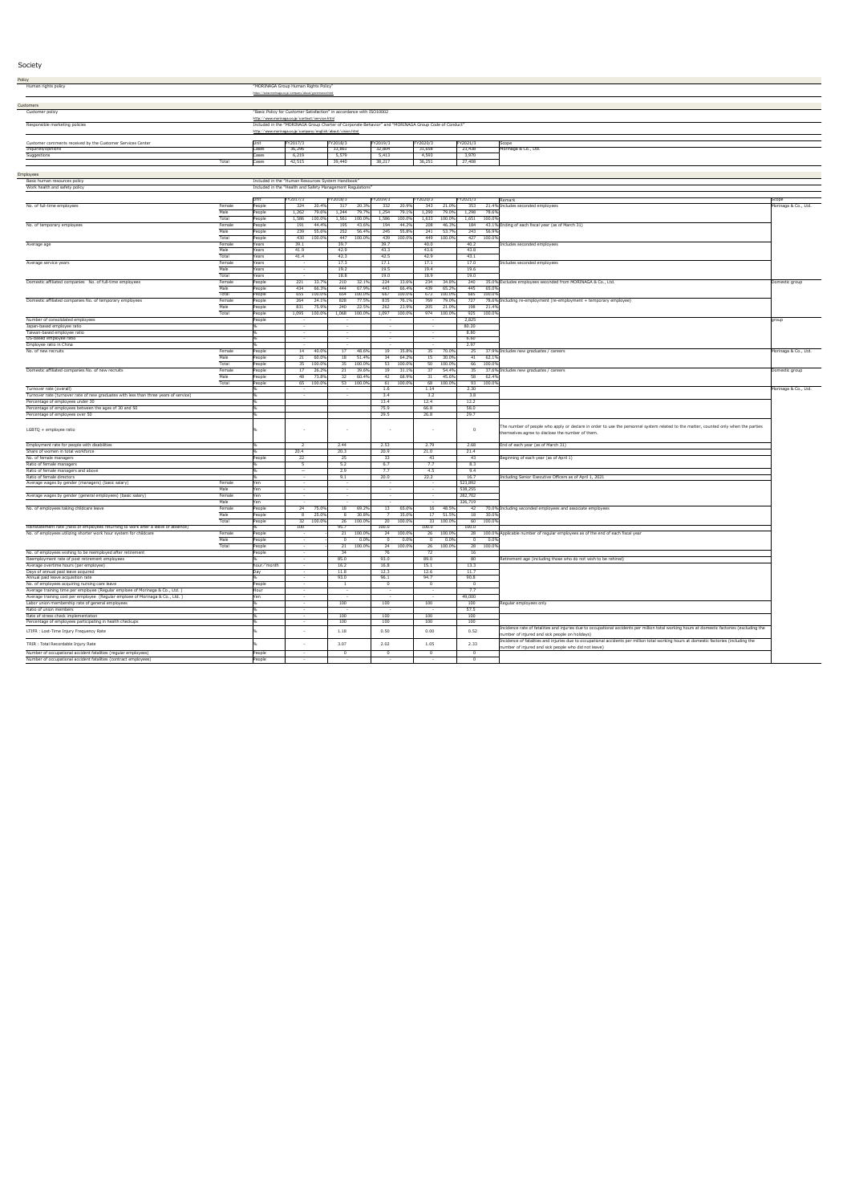# Society

## Policy

| | |
|---|---|
| Human rights policy | "MORINAGA Group Human Rights Policy" https://www.morinaga.co.jp/company/about/governance.html |

## Customers

| | |
|---|---|
| Customer policy | "Basic Policy for Customer Satisfaction" in accordance with ISO10002 http://www.morinaga.co.jp/contact/service.html |
| Responsible marketing policies | Included in the "MORINAGA Group Charter of Corporate Behavior" and "MORINAGA Group Code of Conduct" http://www.morinaga.co.jp/company/english/about/vision.html |

| Customer comments received by the Customer Services Center | | Unit | FY2017/3 | FY2018/3 | FY2019/3 | FY2020/3 | FY2021/3 | Scope |
|---|---|---|---|---|---|---|---|---|
| Inquiries/opinions | | Cases | 36,296 | 33,861 | 32,804 | 31,658 | 23,438 | Morinaga & Co., Ltd. |
| Suggestions | | Cases | 6,219 | 5,579 | 5,413 | 4,593 | 3,970 | |
| | Total | Cases | 42,515 | 39,440 | 38,217 | 36,251 | 27,408 | |

## Employees

| | |
|---|---|
| Basic human resources policy | Included in the "Human Resources System Handbook" |
| Work health and safety policy | Included in the "Health and Safety Management Regulations" |

| Item | | Unit | FY2017/3 | | FY2018/3 | | FY2019/3 | | FY2020/3 | | FY2021/3 | | Remark | Scope |
|---|---|---|---|---|---|---|---|---|---|---|---|---|---|---|
| No. of full-time employees | Female | People | 324 | 20.4% | 317 | 20.3% | 332 | 20.9% | 343 | 21.0% | 353 | 21.4% | Includes seconded employees | Morinaga & Co., Ltd. |
| | Male | People | 1,262 | 79.6% | 1,244 | 79.7% | 1,254 | 79.1% | 1,290 | 79.0% | 1,298 | 78.6% | | |
| | Total | People | 1,586 | 100.0% | 1,561 | 100.0% | 1,586 | 100.0% | 1,633 | 100.0% | 1,651 | 100.0% | | |
| No. of temporary employees | Female | People | 191 | 44.4% | 195 | 43.6% | 194 | 44.2% | 208 | 46.3% | 184 | 43.1% | Ending of each fiscal year (as of March 31) | |
| | Male | People | 239 | 55.6% | 252 | 56.4% | 245 | 55.8% | 241 | 53.7% | 243 | 56.9% | | |
| | Total | People | 430 | 100.0% | 447 | 100.0% | 439 | 100.0% | 449 | 100.0% | 427 | 100.0% | | |
| Average age | Female | Years | 39.1 | | 39.7 | | 39.7 | | 40.0 | | 40.2 | | Includes seconded employees | |
| | Male | Years | 41.9 | | 42.9 | | 43.3 | | 43.6 | | 43.8 | | | |
| | Total | Years | 41.4 | | 42.3 | | 42.5 | | 42.9 | | 43.1 | | | |
| Average service years | Female | Years | - | | 17.3 | | 17.1 | | 17.1 | | 17.0 | | Includes seconded employees | |
| | Male | Years | - | | 19.3 | | 19.5 | | 19.4 | | 19.6 | | | |
| | Total | Years | - | | 18.8 | | 19.0 | | 18.9 | | 19.0 | | | |
| Domestic affiliated companies No. of full-time employees | Female | People | 221 | 33.7% | 210 | 32.1% | 224 | 33.6% | 234 | 34.8% | 240 | 35.0% | Includes employees seconded from MORINAGA & Co., Ltd. | Domestic group |
| | Male | People | 434 | 66.3% | 444 | 67.9% | 443 | 66.4% | 439 | 65.2% | 445 | 65.0% | | |
| | Total | People | 655 | 100.0% | 654 | 100.0% | 667 | 100.0% | 673 | 100.0% | 685 | 100.0% | | |
| Domestic affiliated companies No. of temporary employees | Female | People | 264 | 24.1% | 828 | 77.5% | 835 | 76.1% | 769 | 79.0% | 727 | 78.6% | Including re-employment (re-employment + temporary employee) | |
| | Male | People | 831 | 75.9% | 240 | 22.5% | 262 | 23.9% | 205 | 21.0% | 198 | 21.4% | | |
| | Total | People | 1,095 | 100.0% | 1,068 | 100.0% | 1,097 | 100.0% | 974 | 100.0% | 925 | 100.0% | | |
| Number of consolidated employees | | People | - | | - | | - | | - | | 2,825 | | | group |
| Japan-based employee ratio | | % | - | | - | | - | | - | | 80.20 | | | |
| Taiwan-based employee ratio | | % | - | | - | | - | | - | | 8.80 | | | |
| US-based employee ratio | | % | - | | - | | - | | - | | 6.60 | | | |
| Employee ratio in China | | % | - | | - | | - | | - | | 2.97 | | | |
| No. of new recruits | Female | People | 14 | 40.0% | 17 | 48.6% | 19 | 35.8% | 35 | 70.0% | 25 | 37.9% | Includes new graduates / careers | Morinaga & Co., Ltd. |
| | Male | People | 21 | 60.0% | 18 | 51.4% | 34 | 64.2% | 15 | 30.0% | 41 | 62.1% | | |
| | Total | People | 35 | 100.0% | 35 | 100.0% | 53 | 100.0% | 50 | 100.0% | 66 | 100.0% | | |
| Domestic affiliated companies No. of new recruits | Female | People | 17 | 26.2% | 21 | 39.6% | 19 | 31.1% | 37 | 54.4% | 35 | 37.6% | Includes new graduates / careers | Domestic group |
| | Male | People | 48 | 73.8% | 32 | 60.4% | 42 | 68.9% | 31 | 45.6% | 58 | 62.4% | | |
| | Total | People | 65 | 100.0% | 53 | 100.0% | 61 | 100.0% | 68 | 100.0% | 93 | 100.0% | | |
| Turnover rate (overall) | | % | | | | | 1.6 | | 1.14 | | 2.30 | | | Morinaga & Co., Ltd. |
| Turnover rate (turnover rate of new graduates with less than three years of service) | | % | - | | - | | 3.4 | | 3.2 | | 3.8 | | | |
| Percentage of employees under 30 | | % | | | | | 13.4 | | 12.4 | | 12.2 | | | |
| Percentage of employees between the ages of 30 and 50 | | % | | | | | 75.9 | | 66.8 | | 58.0 | | | |
| Percentage of employees over 50 | | % | | | | | 29.5 | | 26.8 | | 29.7 | | | |
| LGBTQ + employee ratio | | % | - | | - | | - | | - | | 0 | | The number of people who apply or declare in order to use the personnel system related to the matter, counted only when the parties themselves agree to disclose the number of them. | |
| Employment rate for people with disabilities | | % | 2 | | 2.44 | | 2.53 | | 2.79 | | 2.68 | | End of each year (as of March 31) | |
| Share of women in total workforce | | % | 20.4 | | 20.3 | | 20.9 | | 21.0 | | 21.4 | | | |
| No. of female managers | | People | 22 | | 25 | | 33 | | 43 | | 43 | | Beginning of each year (as of April 1) | |
| Ratio of female managers | | % | 5 | | 5.2 | | 6.7 | | 7.7 | | 8.3 | | | |
| Ratio of female managers and above | | % | — | | 2.9 | | 7.7 | | 4.5 | | 9.4 | | | |
| Ratio of female directors | | % | - | | 9.1 | | 20.0 | | 22.2 | | 16.7 | | Including Senior Executive Officers as of April 1, 2021 | |
| Average wages by gender (managers) (basic salary) | Female | Yen | - | | - | | - | | - | | 523,892 | | | |
| | Male | Yen | - | | - | | - | | - | | 538,255 | | | |
| Average wages by gender (general employees) (basic salary) | Female | Yen | - | | - | | - | | - | | 282,702 | | | |
| | Male | Yen | - | | - | | - | | - | | 326,719 | | | |
| No. of employees taking childcare leave | Female | People | 24 | 75.0% | 18 | 69.2% | 13 | 65.0% | 16 | 48.5% | 42 | 70.0% | Including seconded employees and associate employees | |
| | Male | People | 8 | 25.0% | 8 | 30.8% | 7 | 35.0% | 17 | 51.5% | 18 | 30.0% | | |
| | Total | People | 32 | 100.0% | 26 | 100.0% | 20 | 100.0% | 33 | 100.0% | 60 | 100.0% | | |
| Reinstatement rate (ratio of employees returning to work after a leave of absence) | | % | 100 | | 95.7 | | 100.0 | | 100.0 | | 100.0 | | | |
| No. of employees utilizing shorter work hour system for childcare | Female | People | - | | 21 | 100.0% | 24 | 100.0% | 26 | 100.0% | 28 | 100.0% | Applicable number of regular employees as of the end of each fiscal year | |
| | Male | People | - | | 0 | 0.0% | 0 | 0.0% | 0 | 0.0% | 0 | 0.0% | | |
| | Total | People | - | | 21 | 100.0% | 24 | 100.0% | 26 | 100.0% | 28 | 100.0% | | |
| No. of employees wishing to be reemployed after retirement | | People | - | | 34 | | 76 | | 72 | | 16 | | | |
| Reemployment rate of post retirement employees | | % | - | | 85.0 | | 93.0 | | 89.0 | | 80 | | Retirement age (including those who do not wish to be rehired) | |
| Average overtime hours (per employee) | | hour/month | - | | 16.2 | | 16.8 | | 15.1 | | 13.3 | | | |
| Days of annual paid leave acquired | | Day | - | | 11.8 | | 12.3 | | 12.6 | | 11.7 | | | |
| Annual paid leave acquisition rate | | % | - | | 93.0 | | 96.1 | | 94.7 | | 90.8 | | | |
| No. of employees acquiring nursing care leave | | People | - | | 1 | | 0 | | 0 | | 0 | | | |
| Average training time per employee (Regular employee of Morinaga & Co., Ltd. ) | | Hour | - | | - | | - | | - | | 7.7 | | | |
| Average training cost per employee (Regular employee of Morinaga & Co., Ltd. ) | | Yen | - | | - | | - | | - | | 49,000 | | | |
| Labor union membership rate of general employees | | % | - | | 100 | | 100 | | 100 | | 100 | | Regular employees only | |
| Ratio of union members | | % | - | | - | | - | | - | | 57.5 | | | |
| Rate of stress check implementation | | % | - | | 100 | | 100 | | 100 | | 100 | | | |
| Percentage of employees participating in health checkups | | % | - | | 100 | | 100 | | 100 | | 100 | | | |
| LTIFR : Lost-Time Injury Frequency Rate | | % | - | | 1.18 | | 0.50 | | 0.00 | | 0.52 | | Incidence rate of fatalities and injuries due to occupational accidents per million total working hours at domestic factories (excluding the number of injured and sick people on holidays) | |
| TRIR : Total Recordable Injury Rate | | % | - | | 3.07 | | 2.02 | | 1.05 | | 2.33 | | Incidence of fatalities and injuries due to occupational accidents per million total working hours at domestic factories (including the number of injured and sick people who did not leave) | |
| Number of occupational accident fatalities (regular employees) | | People | - | | 0 | | 0 | | 0 | | 0 | | | |
| Number of occupational accident fatalities (contract employees) | | People | - | | - | | - | | - | | 0 | | | |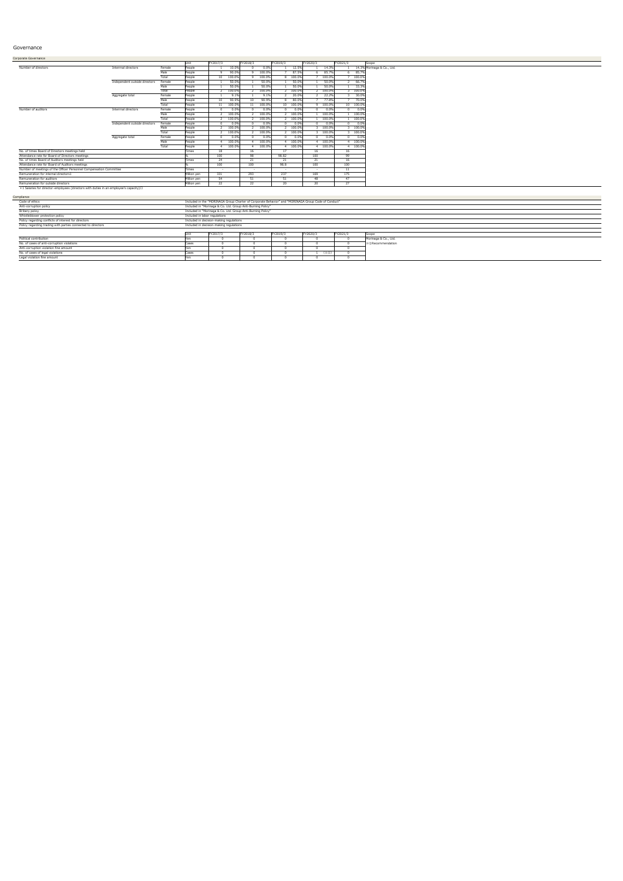# Governance

## Corporate Governance

| | | | Unit | FY2017/3 | | FY2018/3 | | FY2019/3 | | FY2020/3 | | FY2021/3 | | Scope |
|---|---|---|---|---|---|---|---|---|---|---|---|---|---|---|
| Number of directors | Internal directors | Female | People | 1 | 10.0% | 0 | 0.0% | 1 | 12.5% | 1 | 14.3% | 1 | 14.3% | Morinaga & Co., Ltd. |
| | | Male | People | 9 | 90.0% | 9 | 100.0% | 7 | 87.5% | 6 | 85.7% | 6 | 85.7% | |
| | | Total | People | 10 | 100.0% | 9 | 100.0% | 8 | 100.0% | 7 | 100.0% | 7 | 100.0% | |
| | Independent outside directors | Female | People | 1 | 50.0% | 1 | 50.0% | 1 | 50.0% | 1 | 50.0% | 2 | 66.7% | |
| | | Male | People | 1 | 50.0% | 1 | 50.0% | 1 | 50.0% | 1 | 50.0% | 1 | 33.3% | |
| | | Total | People | 2 | 100.0% | 2 | 100.0% | 2 | 100.0% | 2 | 100.0% | 3 | 100.0% | |
| | Aggregate total | Female | People | 1 | 9.1% | 1 | 9.1% | 2 | 20.0% | 2 | 22.2% | 3 | 30.0% | |
| | | Male | People | 10 | 90.9% | 10 | 90.9% | 8 | 80.0% | 7 | 77.8% | 7 | 70.0% | |
| | | Total | People | 11 | 100.0% | 11 | 100.0% | 10 | 100.0% | 9 | 100.0% | 10 | 100.0% | |
| Number of auditors | Internal directors | Female | People | 0 | 0.0% | 0 | 0.0% | 0 | 0.0% | 0 | 0.0% | 0 | 0.0% | |
| | | Male | People | 2 | 100.0% | 2 | 100.0% | 2 | 100.0% | 1 | 100.0% | 1 | 100.0% | |
| | | Total | People | 2 | 100.0% | 2 | 100.0% | 2 | 100.0% | 1 | 100.0% | 1 | 100.0% | |
| | Independent outside directors | Female | People | 0 | 0.0% | 0 | 0.0% | 0 | 0.0% | 0 | 0.0% | 0 | 0.0% | |
| | | Male | People | 2 | 100.0% | 2 | 100.0% | 2 | 100.0% | 3 | 100.0% | 3 | 100.0% | |
| | | Total | People | 2 | 100.0% | 2 | 100.0% | 2 | 100.0% | 3 | 100.0% | 3 | 100.0% | |
| | Aggregate total | Female | People | 0 | 0.0% | 0 | 0.0% | 0 | 0.0% | 0 | 0.0% | 0 | 0.0% | |
| | | Male | People | 4 | 100.0% | 4 | 100.0% | 4 | 100.0% | 4 | 100.0% | 4 | 100.0% | |
| | | Total | People | 4 | 100.0% | 4 | 100.0% | 4 | 100.0% | 4 | 100.0% | 4 | 100.0% | |
| No. of times Board of Directors meetings held | | | Times | 18 | | 16 | | 17 | | 16 | | 16 | | |
| Attendance rate for Board of Directors meetings | | | % | 100 | | 98 | | 98.82 | | 100 | | 99 | | |
| No. of times Board of Auditors meetings held | | | Times | 24 | | 21 | | 21 | | 21 | | 16 | | |
| Attendance rate for Board of Auditors meetings | | | % | 100 | | 100 | | 98.8 | | 100 | | 100 | | |
| Number of meetings of the Officer Personnel Compensation Committee | | | Times | - | | - | | - | | - | | 11 | | |
| Remuneration for internal directors1 | | | Million yen | 331 | | 293 | | 237 | | 169 | | 175 | | |
| Remuneration for auditors | | | Million yen | 54 | | 51 | | 51 | | 48 | | 47 | | |
| Remuneration for outside directors | | | Million yen | 22 | | 22 | | 20 | | 20 | | 27 | | |

※1 Salaries for director-employees (directors with duties in an employee's capacity)□

## Compliance

| | |
|---|---|
| Code of ethics | Included in the "MORINAGA Group Charter of Corporate Behavior" and "MORINAGA Group Code of Conduct" |
| Anti-corruption policy | Included in "Morinaga & Co. Ltd. Group Anti-Bürning Policy" |
| Bribery policy | Included in "Morinaga & Co. Ltd. Group Anti-Bürning Policy" |
| Whistleblower protection policy | Included in labor regulations |
| Policy regarding conflicts of interest for directors | Included in decision-making regulations |
| Policy regarding trading with parties connected to directors | Included in decision-making regulations |

| | Unit | FY2017/3 | FY2018/3 | FY2019/3 | FY2020/3 | FY2021/3 | Scope |
|---|---|---|---|---|---|---|---|
| Political contribution | Yen | 0 | 0 | 0 | 0 | 0 | Morinaga & Co., Ltd. |
| No. of cases of anti-corruption violations | Cases | 0 | 0 | 0 | 0 | 0 | ※1Recommendation |
| Anti-corruption violation fine amount | Yen | 0 | 0 | 0 | 0 | 0 | |
| No. of cases of legal violations | Cases | 0 | 0 | 0 | 1 (※1) | 0 | |
| Legal violation fine amount | Yen | 0 | 0 | 0 | 0 | 0 | |